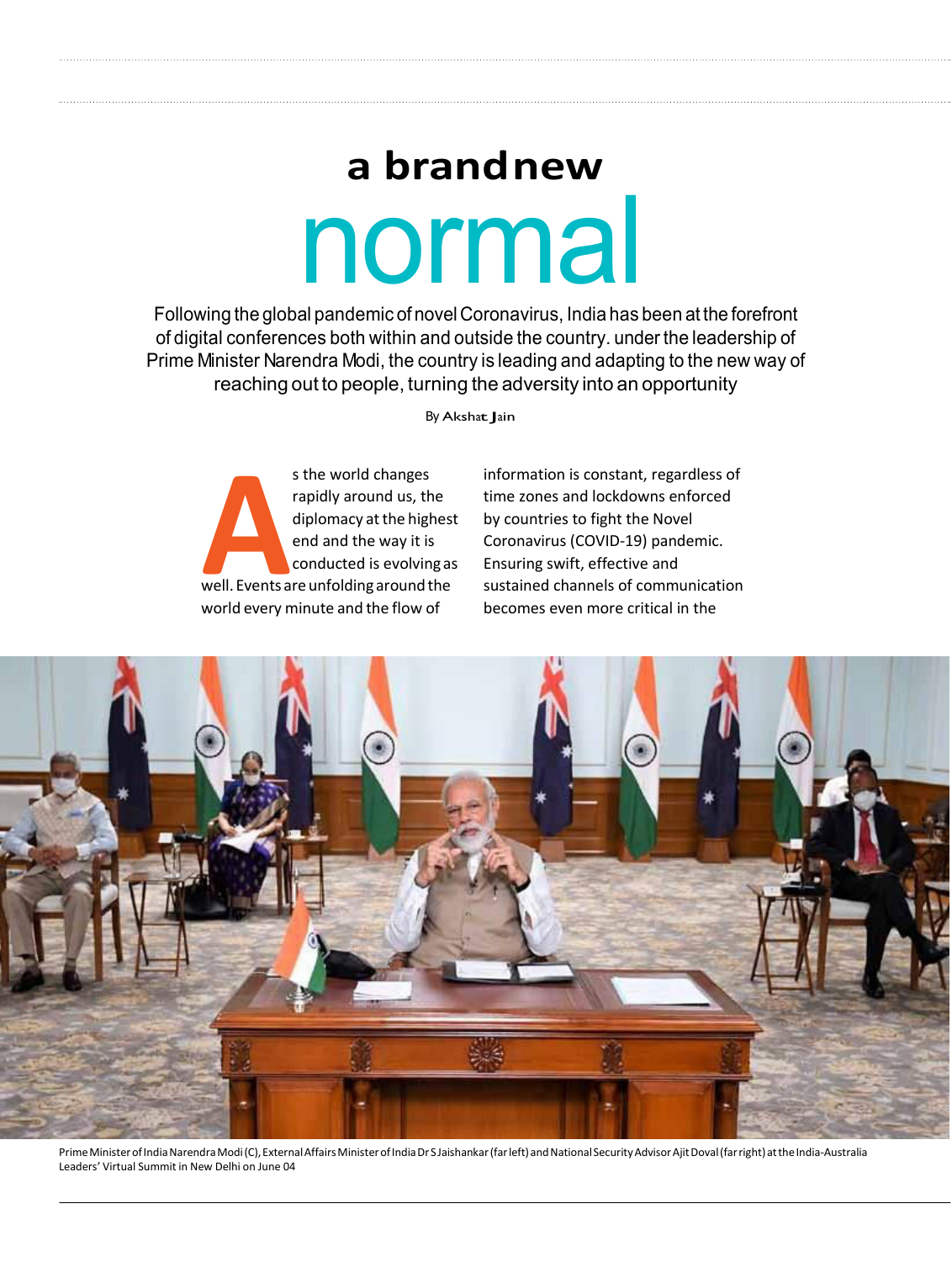# a brandnew normal

Following the global pandemic of novel Coronavirus, India has been at the forefront of digital conferences both within and outside the country. under the leadership of Prime Minister Narendra Modi, the country is leading and adapting to the new way of reaching out to people, turning the adversity into an opportunity

By Akshat Jain

As the world changes rapidly around us, the diplomacy at the highest end and the way it is conducted is evolving as well. Events are unfolding around the world every minute and the flow of information is constant, regardless of time zones and lockdowns enforced by countries to fight the Novel Coronavirus (COVID-19) pandemic. Ensuring swift, effective and sustained channels of communication becomes even more critical in the

Prime Minister of India Narendra Modi (C), External Affairs Minister of India Dr S Jaishankar (far left) and National Security Advisor Ajit Doval (far right) at the India-Australia Leaders' Virtual Summit in New Delhi on June 04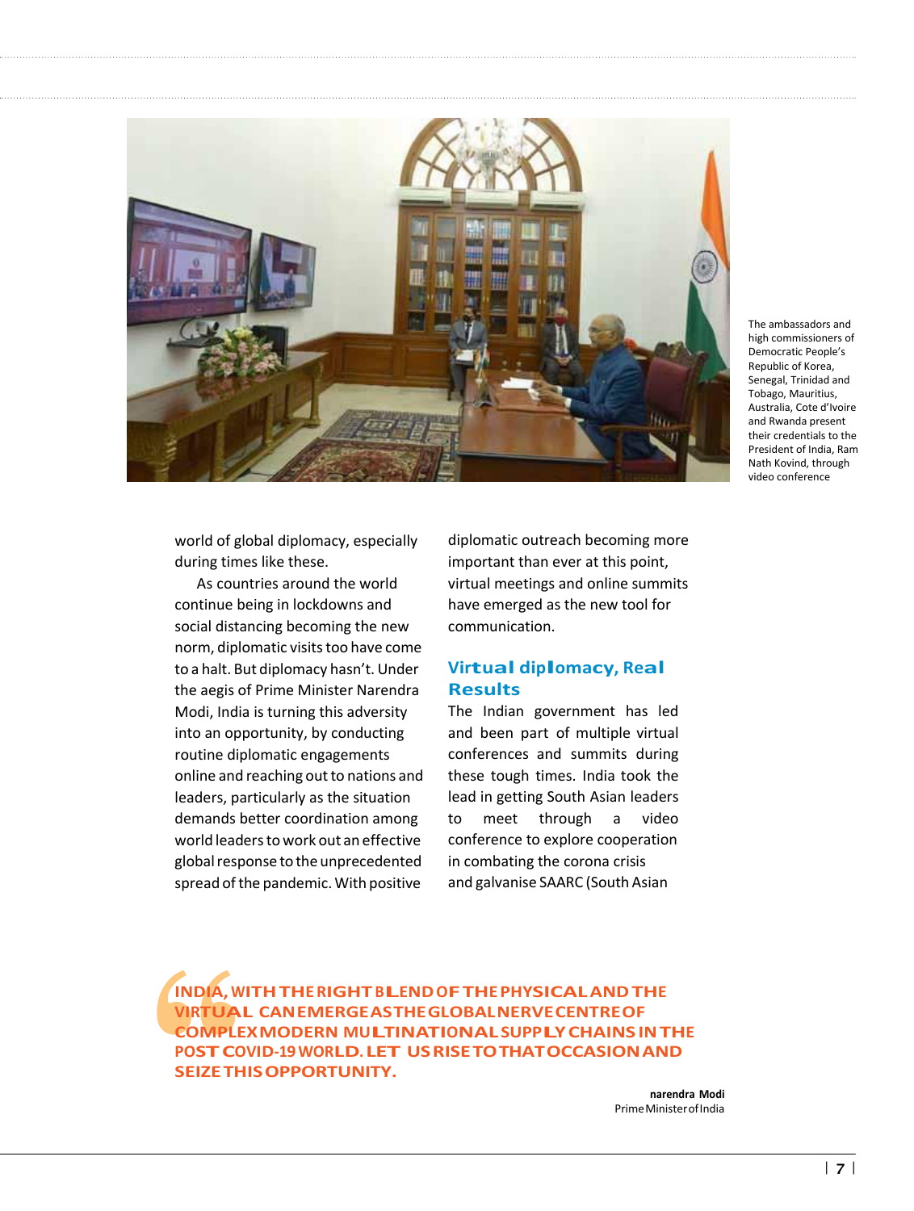The ambassadors and high commissioners of Democratic People's Republic of Korea, Senegal, Trinidad and Tobago, Mauritius, Australia, Cote d'Ivoire and Rwanda present their credentials to the President of India, Ram Nath Kovind, through video conference

world of global diplomacy, especially during times like these.

As countries around the world continue being in lockdowns and social distancing becoming the new norm, diplomatic visits too have come to a halt. But diplomacy hasn't. Under the aegis of Prime Minister Narendra Modi, India is turning this adversity into an opportunity, by conducting routine diplomatic engagements online and reaching out to nations and leaders, particularly as the situation demands better coordination among world leaders to work out an effective global response to the unprecedented spread of the pandemic. With positive diplomatic outreach becoming more important than ever at this point, virtual meetings and online summits have emerged as the new tool for communication.

## Virtual diplomacy, Real Results

The Indian government has led and been part of multiple virtual conferences and summits during these tough times. India took the lead in getting South Asian leaders to meet through a video conference to explore cooperation in combating the corona crisis and galvanise SAARC (South Asian

> **INDIA, WITH THE RIGHT BLEND OF THE PHYSICAL AND THE VIRTUAL CAN EMERGE AS THE GLOBAL NERVE CENTRE OF COMPLEX MODERN MULTINATIONAL SUPPLY CHAINS IN THE POST COVID-19 WORLD. LET US RISE TO THAT OCCASION AND SEIZE THIS OPPORTUNITY.**
>
> **narendra Modi**
> Prime Minister of India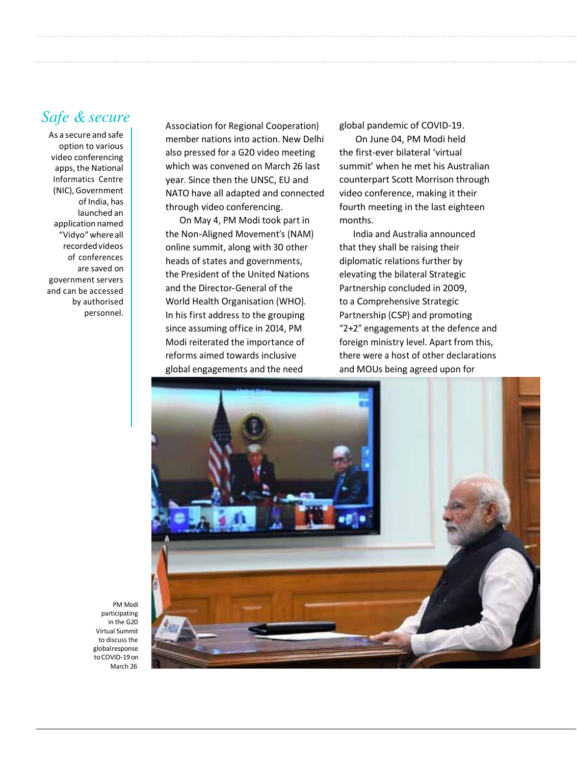## *Safe & secure*

As a secure and safe option to various video conferencing apps, the National Informatics Centre (NIC), Government of India, has launched an application named "Vidyo" where all recorded videos of conferences are saved on government servers and can be accessed by authorised personnel.

Association for Regional Cooperation) member nations into action. New Delhi also pressed for a G20 video meeting which was convened on March 26 last year. Since then the UNSC, EU and NATO have all adapted and connected through video conferencing.

On May 4, PM Modi took part in the Non-Aligned Movement's (NAM) online summit, along with 30 other heads of states and governments, the President of the United Nations and the Director-General of the World Health Organisation (WHO). In his first address to the grouping since assuming office in 2014, PM Modi reiterated the importance of reforms aimed towards inclusive global engagements and the need global pandemic of COVID-19.

On June 04, PM Modi held the first-ever bilateral 'virtual summit' when he met his Australian counterpart Scott Morrison through video conference, making it their fourth meeting in the last eighteen months.

India and Australia announced that they shall be raising their diplomatic relations further by elevating the bilateral Strategic Partnership concluded in 2009, to a Comprehensive Strategic Partnership (CSP) and promoting "2+2" engagements at the defence and foreign ministry level. Apart from this, there were a host of other declarations and MOUs being agreed upon for

PM Modi participating in the G20 Virtual Summit to discuss the global response to COVID-19 on March 26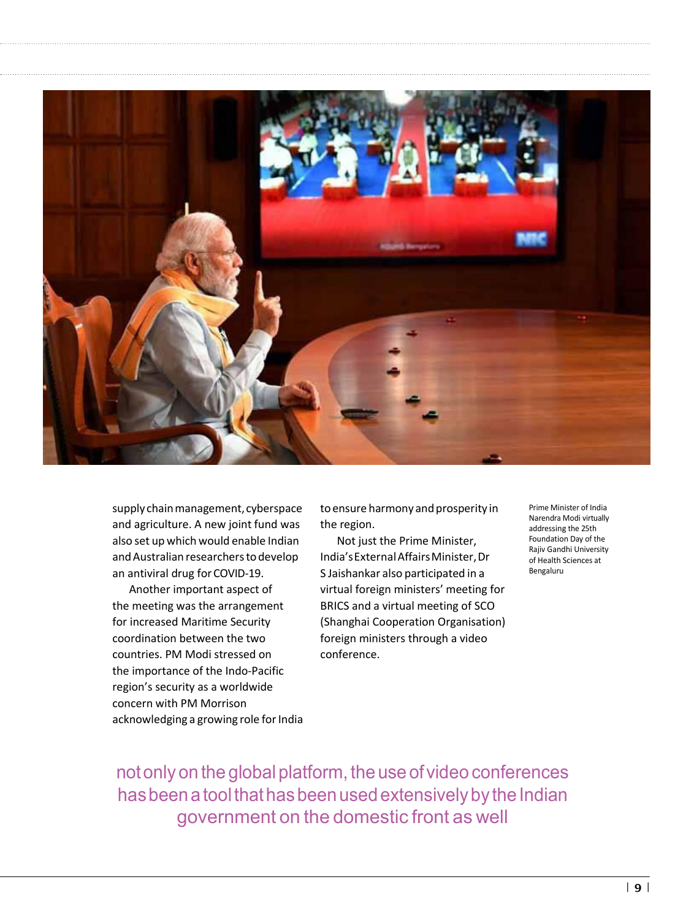supply chain management, cyberspace and agriculture. A new joint fund was also set up which would enable Indian and Australian researchers to develop an antiviral drug for COVID-19.

Another important aspect of the meeting was the arrangement for increased Maritime Security coordination between the two countries. PM Modi stressed on the importance of the Indo-Pacific region's security as a worldwide concern with PM Morrison acknowledging a growing role for India to ensure harmony and prosperity in the region.

Not just the Prime Minister, India's External Affairs Minister, Dr S Jaishankar also participated in a virtual foreign ministers' meeting for BRICS and a virtual meeting of SCO (Shanghai Cooperation Organisation) foreign ministers through a video conference.

Prime Minister of India Narendra Modi virtually addressing the 25th Foundation Day of the Rajiv Gandhi University of Health Sciences at Bengaluru

not only on the global platform, the use of video conferences has been a tool that has been used extensively by the Indian government on the domestic front as well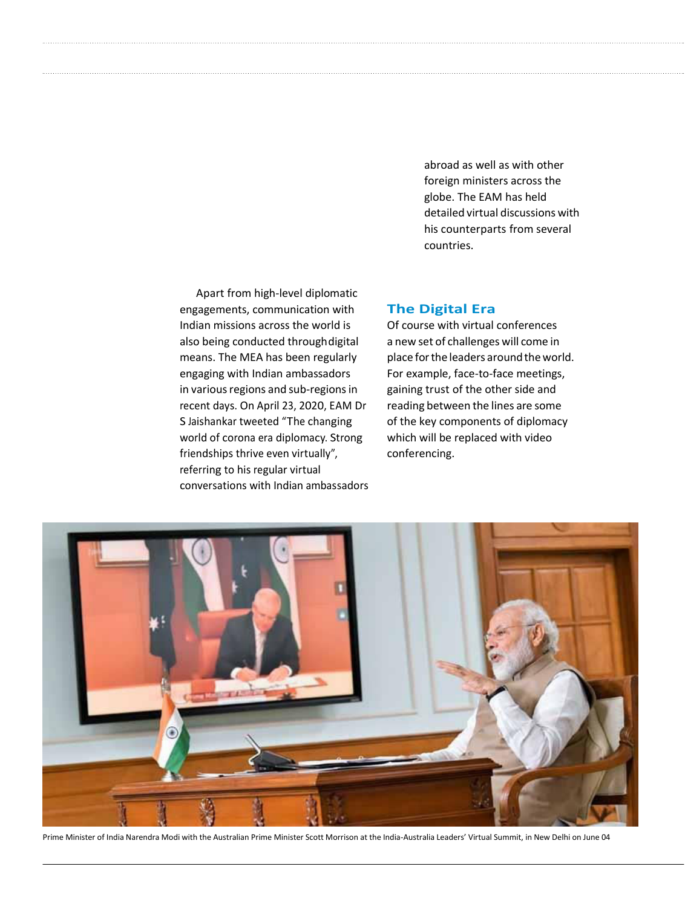abroad as well as with other foreign ministers across the globe. The EAM has held detailed virtual discussions with his counterparts from several countries.

Apart from high-level diplomatic engagements, communication with Indian missions across the world is also being conducted through digital means. The MEA has been regularly engaging with Indian ambassadors in various regions and sub-regions in recent days. On April 23, 2020, EAM Dr S Jaishankar tweeted "The changing world of corona era diplomacy. Strong friendships thrive even virtually", referring to his regular virtual conversations with Indian ambassadors

## The Digital Era

Of course with virtual conferences a new set of challenges will come in place for the leaders around the world. For example, face-to-face meetings, gaining trust of the other side and reading between the lines are some of the key components of diplomacy which will be replaced with video conferencing.

Prime Minister of India Narendra Modi with the Australian Prime Minister Scott Morrison at the India-Australia Leaders' Virtual Summit, in New Delhi on June 04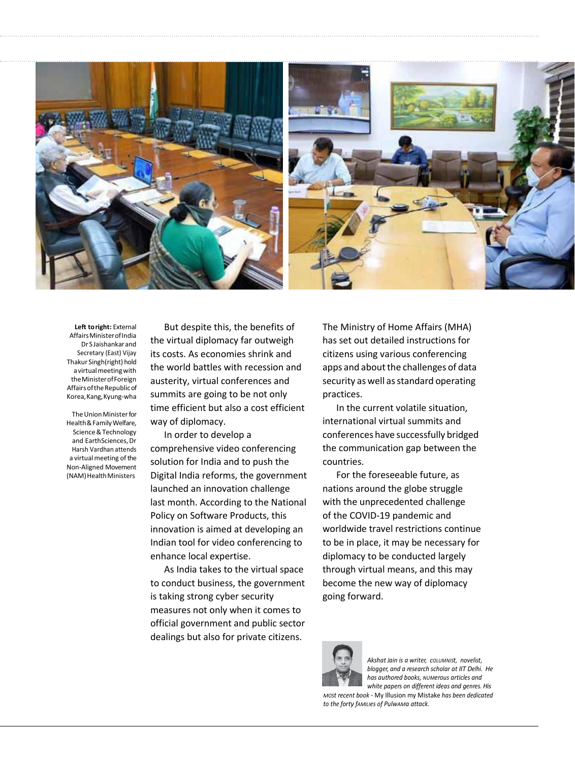**Left to right:** External Affairs Minister of India Dr S Jaishankar and Secretary (East) Vijay Thakur Singh(right) hold a virtual meeting with the Minister of Foreign Affairs of the Republic of Korea, Kang, Kyung-wha

The Union Minister for Health & Family Welfare, Science & Technology and Earth Sciences, Dr Harsh Vardhan attends a virtual meeting of the Non-Aligned Movement (NAM) Health Ministers

But despite this, the benefits of the virtual diplomacy far outweigh its costs. As economies shrink and the world battles with recession and austerity, virtual conferences and summits are going to be not only time efficient but also a cost efficient way of diplomacy.

In order to develop a comprehensive video conferencing solution for India and to push the Digital India reforms, the government launched an innovation challenge last month. According to the National Policy on Software Products, this innovation is aimed at developing an Indian tool for video conferencing to enhance local expertise.

As India takes to the virtual space to conduct business, the government is taking strong cyber security measures not only when it comes to official government and public sector dealings but also for private citizens. The Ministry of Home Affairs (MHA) has set out detailed instructions for citizens using various conferencing apps and about the challenges of data security as well as standard operating practices.

In the current volatile situation, international virtual summits and conferences have successfully bridged the communication gap between the countries.

For the foreseeable future, as nations around the globe struggle with the unprecedented challenge of the COVID-19 pandemic and worldwide travel restrictions continue to be in place, it may be necessary for diplomacy to be conducted largely through virtual means, and this may become the new way of diplomacy going forward.

*Akshat Jain is a writer, columnist, novelist, blogger, and a research scholar at IIT Delhi. He has authored books, numerous articles and white papers on different ideas and genres. His most recent book -* My Illusion my Mistake *has been dedicated to the forty families of Pulwama attack.*